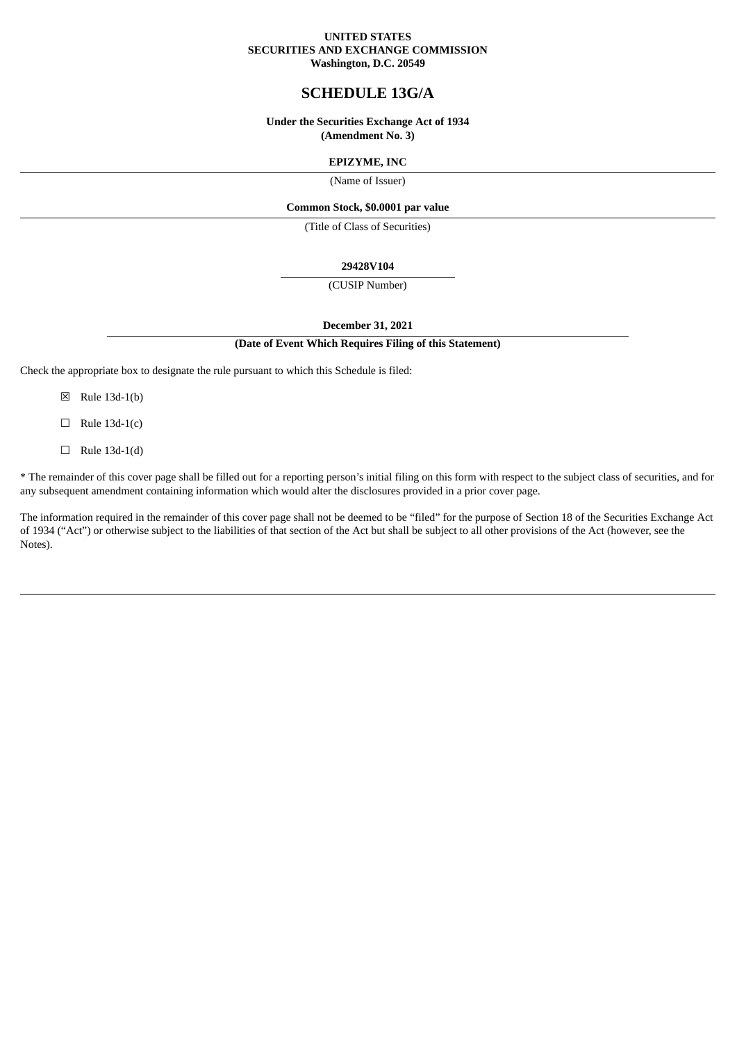**UNITED STATES**
**SECURITIES AND EXCHANGE COMMISSION**
**Washington, D.C. 20549**

# SCHEDULE 13G/A

**Under the Securities Exchange Act of 1934**
**(Amendment No. 3)**

**EPIZYME, INC**

(Name of Issuer)

**Common Stock, $0.0001 par value**

(Title of Class of Securities)

**29428V104**

(CUSIP Number)

**December 31, 2021**

**(Date of Event Which Requires Filing of this Statement)**

Check the appropriate box to designate the rule pursuant to which this Schedule is filed:

☒ Rule 13d-1(b)

☐ Rule 13d-1(c)

☐ Rule 13d-1(d)

* The remainder of this cover page shall be filled out for a reporting person's initial filing on this form with respect to the subject class of securities, and for any subsequent amendment containing information which would alter the disclosures provided in a prior cover page.

The information required in the remainder of this cover page shall not be deemed to be "filed" for the purpose of Section 18 of the Securities Exchange Act of 1934 ("Act") or otherwise subject to the liabilities of that section of the Act but shall be subject to all other provisions of the Act (however, see the Notes).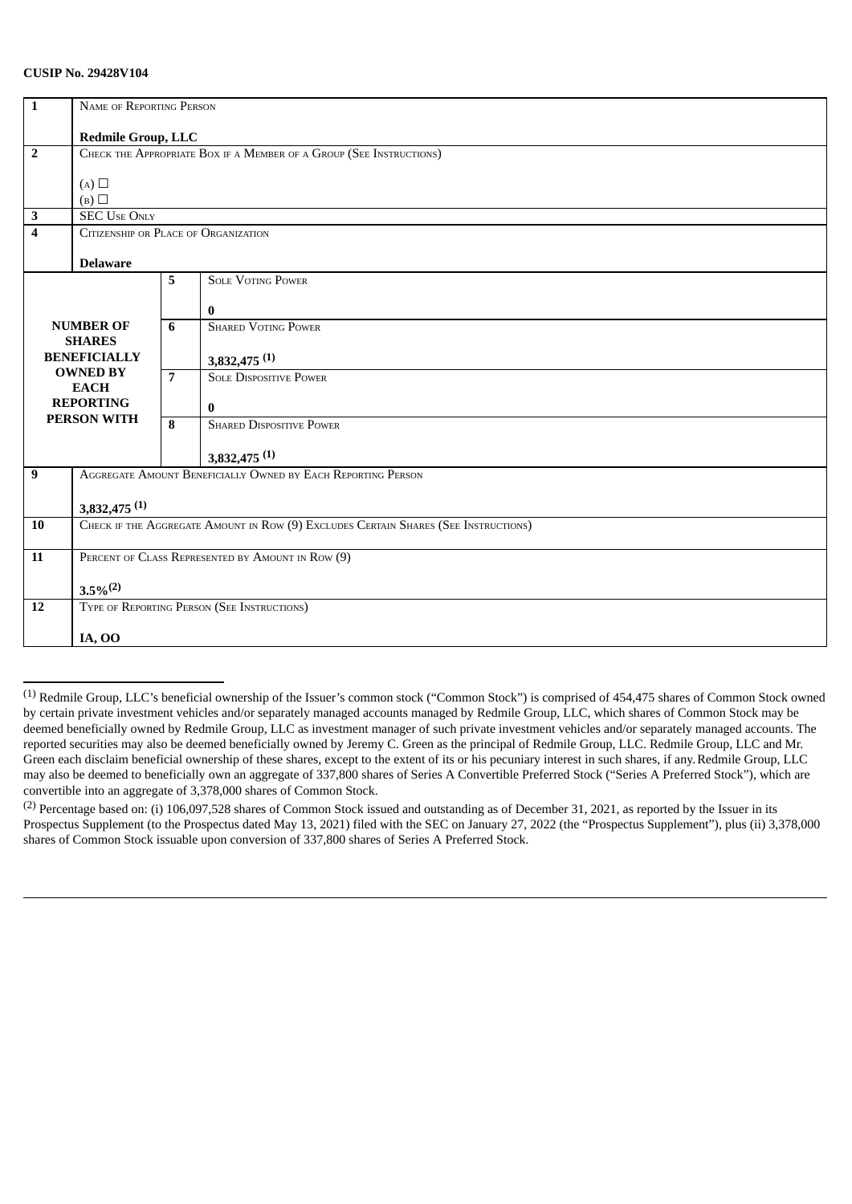**CUSIP No. 29428V104**

| | | | |
|---|---|---|---|
| 1 | NAME OF REPORTING PERSON<br><br>**Redmile Group, LLC** | | |
| 2 | CHECK THE APPROPRIATE BOX IF A MEMBER OF A GROUP (SEE INSTRUCTIONS)<br><br>(A) ☐<br>(B) ☐ | | |
| 3 | SEC USE ONLY | | |
| 4 | CITIZENSHIP OR PLACE OF ORGANIZATION<br><br>**Delaware** | | |
| **NUMBER OF SHARES BENEFICIALLY OWNED BY EACH REPORTING PERSON WITH** | | 5 | SOLE VOTING POWER<br><br>**0** |
| | | 6 | SHARED VOTING POWER<br><br>**3,832,475 (1)** |
| | | 7 | SOLE DISPOSITIVE POWER<br><br>**0** |
| | | 8 | SHARED DISPOSITIVE POWER<br><br>**3,832,475 (1)** |
| 9 | AGGREGATE AMOUNT BENEFICIALLY OWNED BY EACH REPORTING PERSON<br><br>**3,832,475 (1)** | | |
| 10 | CHECK IF THE AGGREGATE AMOUNT IN ROW (9) EXCLUDES CERTAIN SHARES (SEE INSTRUCTIONS) | | |
| 11 | PERCENT OF CLASS REPRESENTED BY AMOUNT IN ROW (9)<br><br>**3.5% (2)** | | |
| 12 | TYPE OF REPORTING PERSON (SEE INSTRUCTIONS)<br><br>**IA, OO** | | |

---

(1) Redmile Group, LLC's beneficial ownership of the Issuer's common stock ("Common Stock") is comprised of 454,475 shares of Common Stock owned by certain private investment vehicles and/or separately managed accounts managed by Redmile Group, LLC, which shares of Common Stock may be deemed beneficially owned by Redmile Group, LLC as investment manager of such private investment vehicles and/or separately managed accounts. The reported securities may also be deemed beneficially owned by Jeremy C. Green as the principal of Redmile Group, LLC. Redmile Group, LLC and Mr. Green each disclaim beneficial ownership of these shares, except to the extent of its or his pecuniary interest in such shares, if any. Redmile Group, LLC may also be deemed to beneficially own an aggregate of 337,800 shares of Series A Convertible Preferred Stock ("Series A Preferred Stock"), which are convertible into an aggregate of 3,378,000 shares of Common Stock.

(2) Percentage based on: (i) 106,097,528 shares of Common Stock issued and outstanding as of December 31, 2021, as reported by the Issuer in its Prospectus Supplement (to the Prospectus dated May 13, 2021) filed with the SEC on January 27, 2022 (the "Prospectus Supplement"), plus (ii) 3,378,000 shares of Common Stock issuable upon conversion of 337,800 shares of Series A Preferred Stock.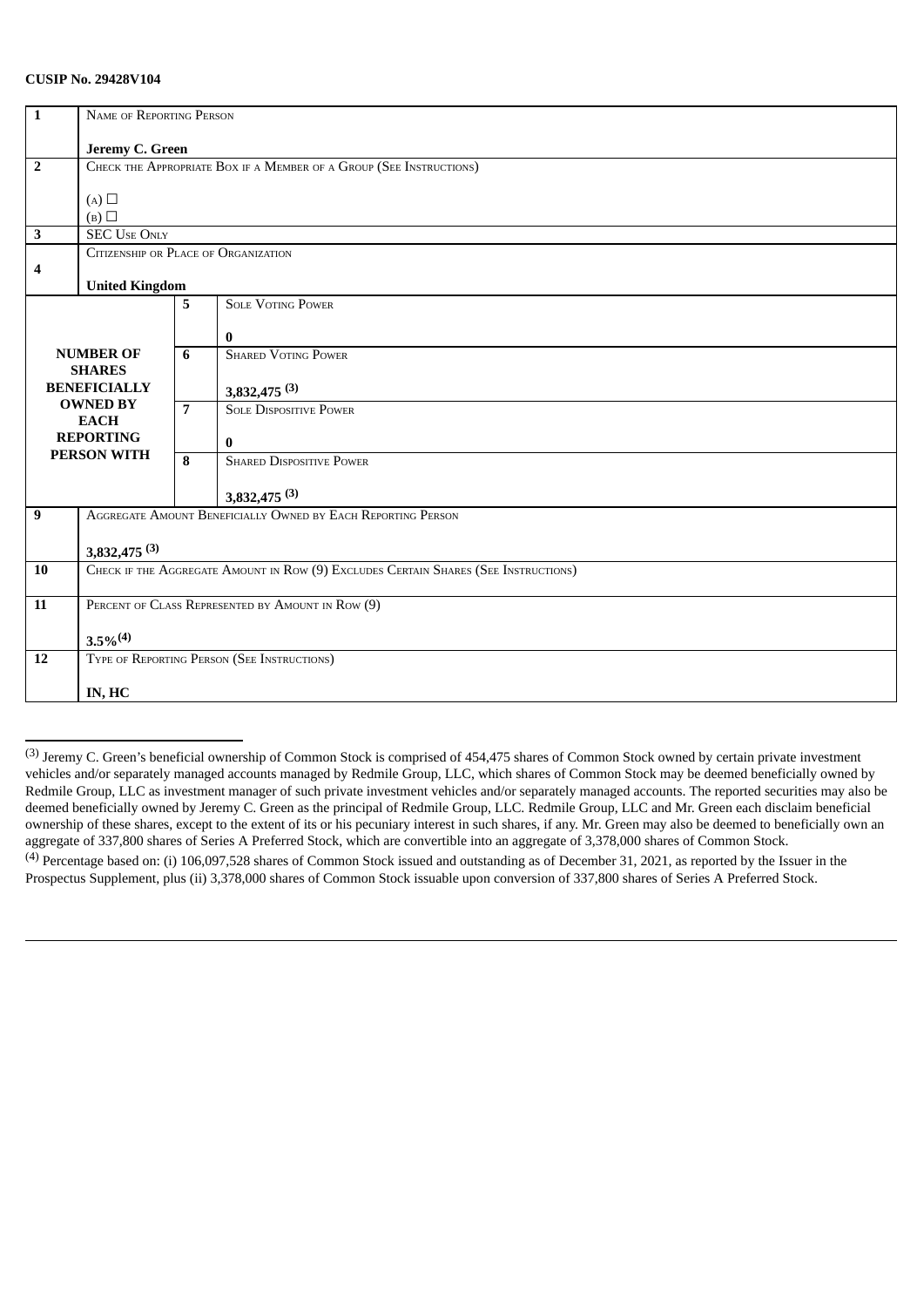**CUSIP No. 29428V104**

| | | | |
|---|---|---|---|
| 1 | NAME OF REPORTING PERSON<br><br>**Jeremy C. Green** | | |
| 2 | CHECK THE APPROPRIATE BOX IF A MEMBER OF A GROUP (SEE INSTRUCTIONS)<br><br>(A) ☐<br>(B) ☐ | | |
| 3 | SEC USE ONLY | | |
| 4 | CITIZENSHIP OR PLACE OF ORGANIZATION<br><br>**United Kingdom** | | |
| **NUMBER OF SHARES BENEFICIALLY OWNED BY EACH REPORTING PERSON WITH** | | 5 | SOLE VOTING POWER<br><br>**0** |
| | | 6 | SHARED VOTING POWER<br><br>**3,832,475 (3)** |
| | | 7 | SOLE DISPOSITIVE POWER<br><br>**0** |
| | | 8 | SHARED DISPOSITIVE POWER<br><br>**3,832,475 (3)** |
| 9 | AGGREGATE AMOUNT BENEFICIALLY OWNED BY EACH REPORTING PERSON<br><br>**3,832,475 (3)** | | |
| 10 | CHECK IF THE AGGREGATE AMOUNT IN ROW (9) EXCLUDES CERTAIN SHARES (SEE INSTRUCTIONS) | | |
| 11 | PERCENT OF CLASS REPRESENTED BY AMOUNT IN ROW (9)<br><br>**3.5%(4)** | | |
| 12 | TYPE OF REPORTING PERSON (SEE INSTRUCTIONS)<br><br>**IN, HC** | | |

---

(3) Jeremy C. Green's beneficial ownership of Common Stock is comprised of 454,475 shares of Common Stock owned by certain private investment vehicles and/or separately managed accounts managed by Redmile Group, LLC, which shares of Common Stock may be deemed beneficially owned by Redmile Group, LLC as investment manager of such private investment vehicles and/or separately managed accounts. The reported securities may also be deemed beneficially owned by Jeremy C. Green as the principal of Redmile Group, LLC. Redmile Group, LLC and Mr. Green each disclaim beneficial ownership of these shares, except to the extent of its or his pecuniary interest in such shares, if any. Mr. Green may also be deemed to beneficially own an aggregate of 337,800 shares of Series A Preferred Stock, which are convertible into an aggregate of 3,378,000 shares of Common Stock.

(4) Percentage based on: (i) 106,097,528 shares of Common Stock issued and outstanding as of December 31, 2021, as reported by the Issuer in the Prospectus Supplement, plus (ii) 3,378,000 shares of Common Stock issuable upon conversion of 337,800 shares of Series A Preferred Stock.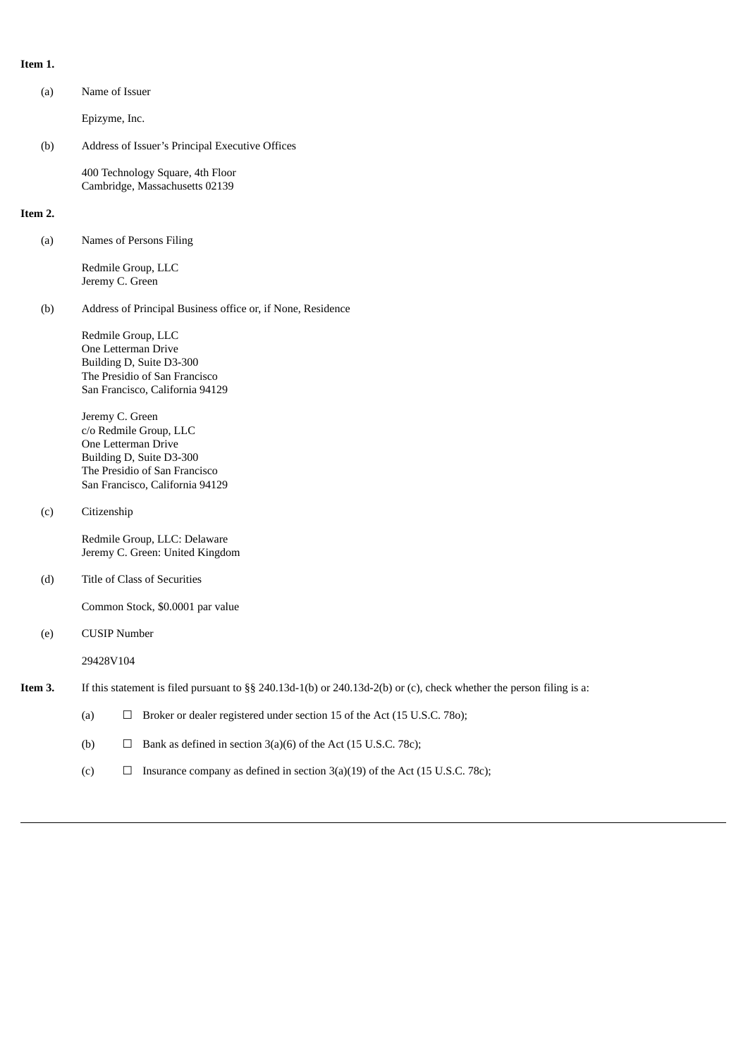**Item 1.**

(a) Name of Issuer

Epizyme, Inc.

(b) Address of Issuer's Principal Executive Offices

400 Technology Square, 4th Floor
Cambridge, Massachusetts 02139

**Item 2.**

(a) Names of Persons Filing

Redmile Group, LLC
Jeremy C. Green

(b) Address of Principal Business office or, if None, Residence

Redmile Group, LLC
One Letterman Drive
Building D, Suite D3-300
The Presidio of San Francisco
San Francisco, California 94129

Jeremy C. Green
c/o Redmile Group, LLC
One Letterman Drive
Building D, Suite D3-300
The Presidio of San Francisco
San Francisco, California 94129

(c) Citizenship

Redmile Group, LLC: Delaware
Jeremy C. Green: United Kingdom

(d) Title of Class of Securities

Common Stock, $0.0001 par value

(e) CUSIP Number

29428V104

**Item 3.** If this statement is filed pursuant to §§ 240.13d-1(b) or 240.13d-2(b) or (c), check whether the person filing is a:

(a) ☐ Broker or dealer registered under section 15 of the Act (15 U.S.C. 78o);

(b) ☐ Bank as defined in section 3(a)(6) of the Act (15 U.S.C. 78c);

(c) ☐ Insurance company as defined in section 3(a)(19) of the Act (15 U.S.C. 78c);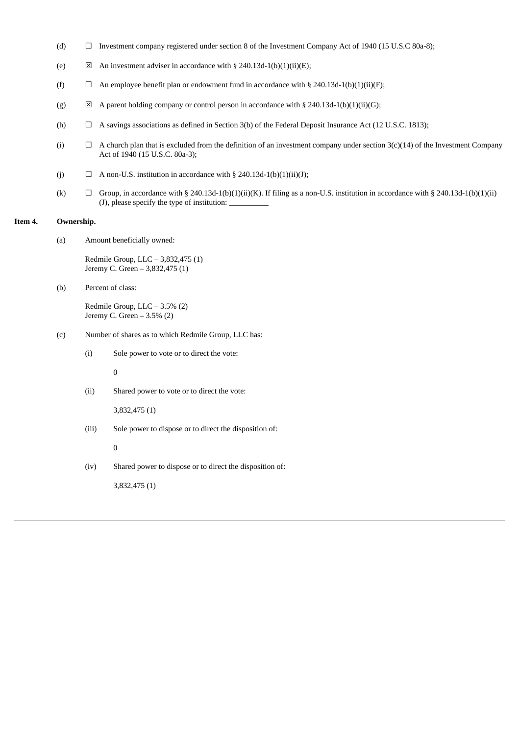(d) ☐ Investment company registered under section 8 of the Investment Company Act of 1940 (15 U.S.C 80a-8);

(e) ☒ An investment adviser in accordance with § 240.13d-1(b)(1)(ii)(E);

(f) ☐ An employee benefit plan or endowment fund in accordance with § 240.13d-1(b)(1)(ii)(F);

(g) ☒ A parent holding company or control person in accordance with § 240.13d-1(b)(1)(ii)(G);

(h) ☐ A savings associations as defined in Section 3(b) of the Federal Deposit Insurance Act (12 U.S.C. 1813);

(i) ☐ A church plan that is excluded from the definition of an investment company under section 3(c)(14) of the Investment Company Act of 1940 (15 U.S.C. 80a-3);

(j) ☐ A non-U.S. institution in accordance with § 240.13d-1(b)(1)(ii)(J);

(k) ☐ Group, in accordance with § 240.13d-1(b)(1)(ii)(K). If filing as a non-U.S. institution in accordance with § 240.13d-1(b)(1)(ii)(J), please specify the type of institution: __________

**Item 4. Ownership.**

(a) Amount beneficially owned:

Redmile Group, LLC – 3,832,475 (1)
Jeremy C. Green – 3,832,475 (1)

(b) Percent of class:

Redmile Group, LLC – 3.5% (2)
Jeremy C. Green – 3.5% (2)

(c) Number of shares as to which Redmile Group, LLC has:

(i) Sole power to vote or to direct the vote:

0

(ii) Shared power to vote or to direct the vote:

3,832,475 (1)

(iii) Sole power to dispose or to direct the disposition of:

0

(iv) Shared power to dispose or to direct the disposition of:

3,832,475 (1)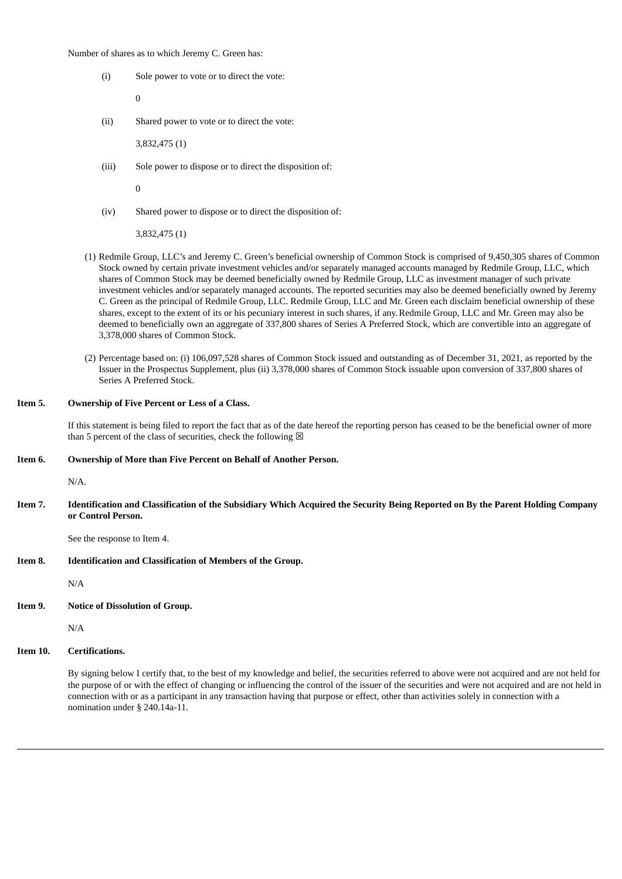Number of shares as to which Jeremy C. Green has:

(i) Sole power to vote or to direct the vote:

0

(ii) Shared power to vote or to direct the vote:

3,832,475 (1)

(iii) Sole power to dispose or to direct the disposition of:

0

(iv) Shared power to dispose or to direct the disposition of:

3,832,475 (1)

(1) Redmile Group, LLC's and Jeremy C. Green's beneficial ownership of Common Stock is comprised of 9,450,305 shares of Common Stock owned by certain private investment vehicles and/or separately managed accounts managed by Redmile Group, LLC, which shares of Common Stock may be deemed beneficially owned by Redmile Group, LLC as investment manager of such private investment vehicles and/or separately managed accounts. The reported securities may also be deemed beneficially owned by Jeremy C. Green as the principal of Redmile Group, LLC. Redmile Group, LLC and Mr. Green each disclaim beneficial ownership of these shares, except to the extent of its or his pecuniary interest in such shares, if any. Redmile Group, LLC and Mr. Green may also be deemed to beneficially own an aggregate of 337,800 shares of Series A Preferred Stock, which are convertible into an aggregate of 3,378,000 shares of Common Stock.

(2) Percentage based on: (i) 106,097,528 shares of Common Stock issued and outstanding as of December 31, 2021, as reported by the Issuer in the Prospectus Supplement, plus (ii) 3,378,000 shares of Common Stock issuable upon conversion of 337,800 shares of Series A Preferred Stock.

**Item 5. Ownership of Five Percent or Less of a Class.**

If this statement is being filed to report the fact that as of the date hereof the reporting person has ceased to be the beneficial owner of more than 5 percent of the class of securities, check the following ☒

**Item 6. Ownership of More than Five Percent on Behalf of Another Person.**

N/A.

**Item 7. Identification and Classification of the Subsidiary Which Acquired the Security Being Reported on By the Parent Holding Company or Control Person.**

See the response to Item 4.

**Item 8. Identification and Classification of Members of the Group.**

N/A

**Item 9. Notice of Dissolution of Group.**

N/A

**Item 10. Certifications.**

By signing below I certify that, to the best of my knowledge and belief, the securities referred to above were not acquired and are not held for the purpose of or with the effect of changing or influencing the control of the issuer of the securities and were not acquired and are not held in connection with or as a participant in any transaction having that purpose or effect, other than activities solely in connection with a nomination under § 240.14a-11.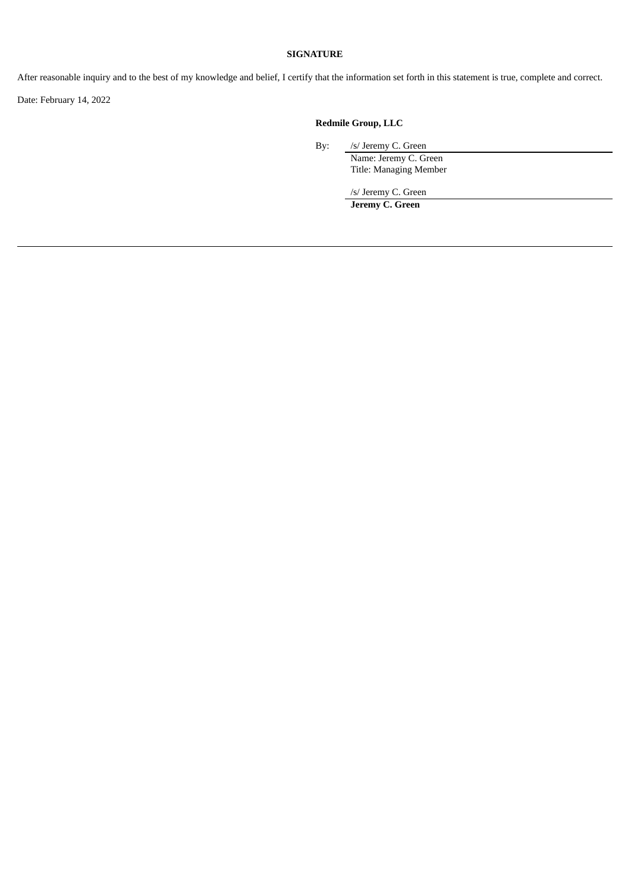**SIGNATURE**

After reasonable inquiry and to the best of my knowledge and belief, I certify that the information set forth in this statement is true, complete and correct.

Date: February 14, 2022

**Redmile Group, LLC**

By: /s/ Jeremy C. Green
Name: Jeremy C. Green
Title: Managing Member

/s/ Jeremy C. Green
**Jeremy C. Green**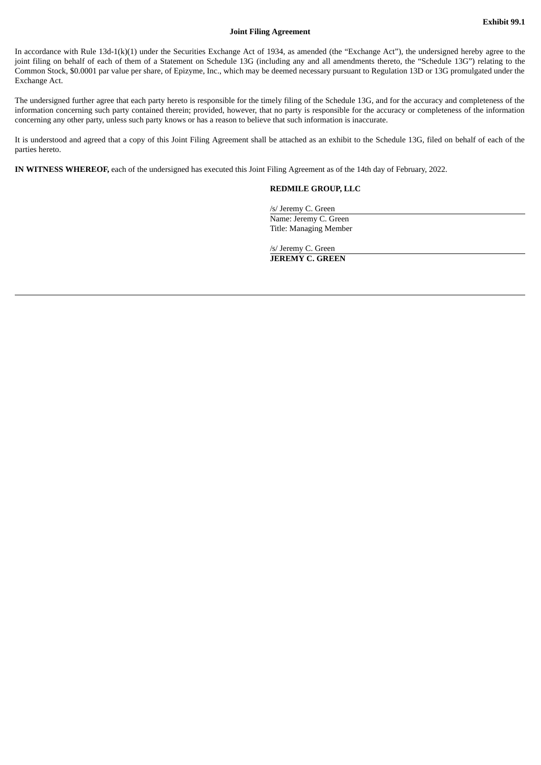Exhibit 99.1

**Joint Filing Agreement**

In accordance with Rule 13d-1(k)(1) under the Securities Exchange Act of 1934, as amended (the "Exchange Act"), the undersigned hereby agree to the joint filing on behalf of each of them of a Statement on Schedule 13G (including any and all amendments thereto, the "Schedule 13G") relating to the Common Stock, $0.0001 par value per share, of Epizyme, Inc., which may be deemed necessary pursuant to Regulation 13D or 13G promulgated under the Exchange Act.

The undersigned further agree that each party hereto is responsible for the timely filing of the Schedule 13G, and for the accuracy and completeness of the information concerning such party contained therein; provided, however, that no party is responsible for the accuracy or completeness of the information concerning any other party, unless such party knows or has a reason to believe that such information is inaccurate.

It is understood and agreed that a copy of this Joint Filing Agreement shall be attached as an exhibit to the Schedule 13G, filed on behalf of each of the parties hereto.

**IN WITNESS WHEREOF,** each of the undersigned has executed this Joint Filing Agreement as of the 14th day of February, 2022.

**REDMILE GROUP, LLC**

/s/ Jeremy C. Green
Name: Jeremy C. Green
Title: Managing Member

/s/ Jeremy C. Green
**JEREMY C. GREEN**